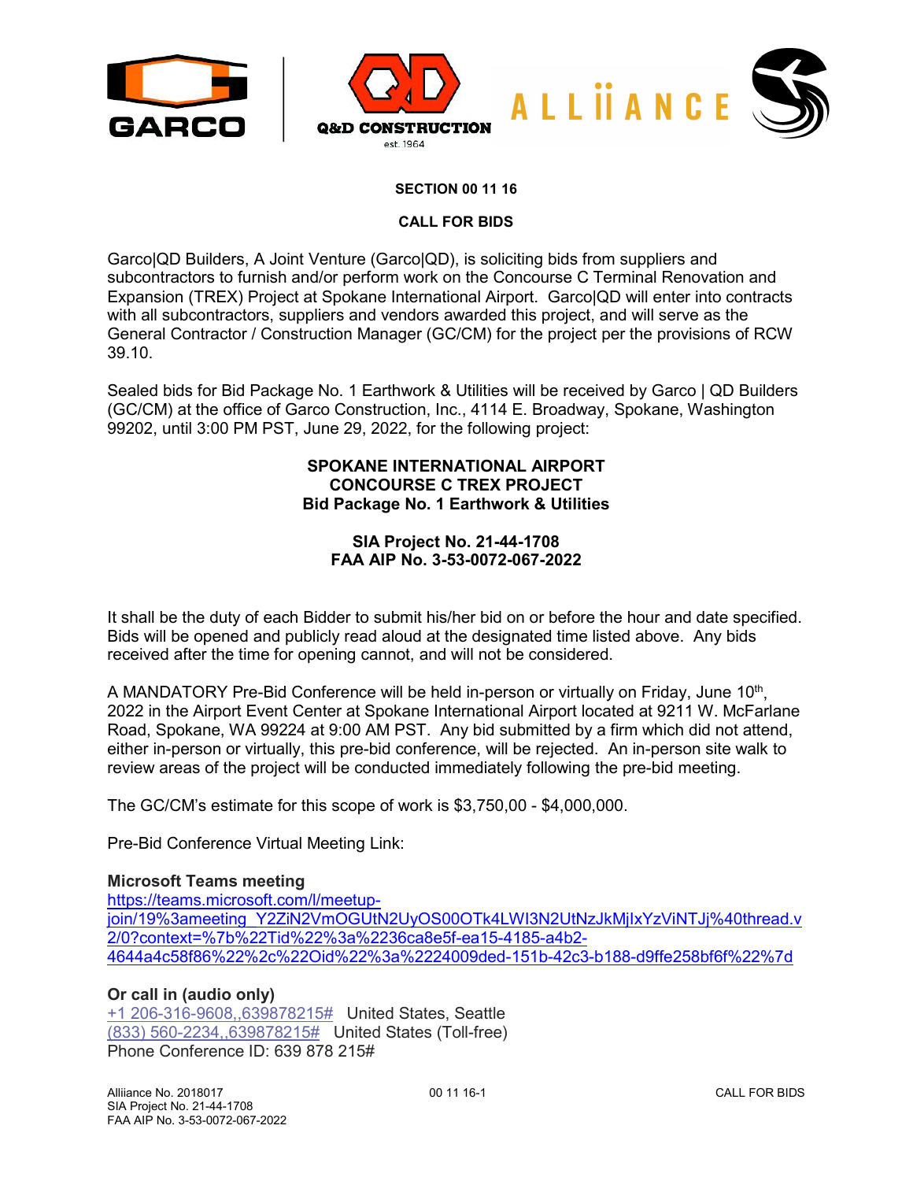GARCO | Q&D CONSTRUCTION est. 1964 | ALLIIANCE

## SECTION 00 11 16

## CALL FOR BIDS

Garco|QD Builders, A Joint Venture (Garco|QD), is soliciting bids from suppliers and subcontractors to furnish and/or perform work on the Concourse C Terminal Renovation and Expansion (TREX) Project at Spokane International Airport. Garco|QD will enter into contracts with all subcontractors, suppliers and vendors awarded this project, and will serve as the General Contractor / Construction Manager (GC/CM) for the project per the provisions of RCW 39.10.

Sealed bids for Bid Package No. 1 Earthwork & Utilities will be received by Garco | QD Builders (GC/CM) at the office of Garco Construction, Inc., 4114 E. Broadway, Spokane, Washington 99202, until 3:00 PM PST, June 29, 2022, for the following project:

**SPOKANE INTERNATIONAL AIRPORT**
**CONCOURSE C TREX PROJECT**
**Bid Package No. 1 Earthwork & Utilities**

**SIA Project No. 21-44-1708**
**FAA AIP No. 3-53-0072-067-2022**

It shall be the duty of each Bidder to submit his/her bid on or before the hour and date specified. Bids will be opened and publicly read aloud at the designated time listed above. Any bids received after the time for opening cannot, and will not be considered.

A MANDATORY Pre-Bid Conference will be held in-person or virtually on Friday, June 10th, 2022 in the Airport Event Center at Spokane International Airport located at 9211 W. McFarlane Road, Spokane, WA 99224 at 9:00 AM PST. Any bid submitted by a firm which did not attend, either in-person or virtually, this pre-bid conference, will be rejected. An in-person site walk to review areas of the project will be conducted immediately following the pre-bid meeting.

The GC/CM's estimate for this scope of work is $3,750,00 - $4,000,000.

Pre-Bid Conference Virtual Meeting Link:

**Microsoft Teams meeting**
https://teams.microsoft.com/l/meetup-join/19%3ameeting_Y2ZiN2VmOGUtN2UyOS00OTk4LWI3N2UtNzJkMjIxYzViNTJj%40thread.v2/0?context=%7b%22Tid%22%3a%2236ca8e5f-ea15-4185-a4b2-4644a4c58f86%22%2c%22Oid%22%3a%2224009ded-151b-42c3-b188-d9ffe258bf6f%22%7d

**Or call in (audio only)**
+1 206-316-9608,,639878215# United States, Seattle
(833) 560-2234,,639878215# United States (Toll-free)
Phone Conference ID: 639 878 215#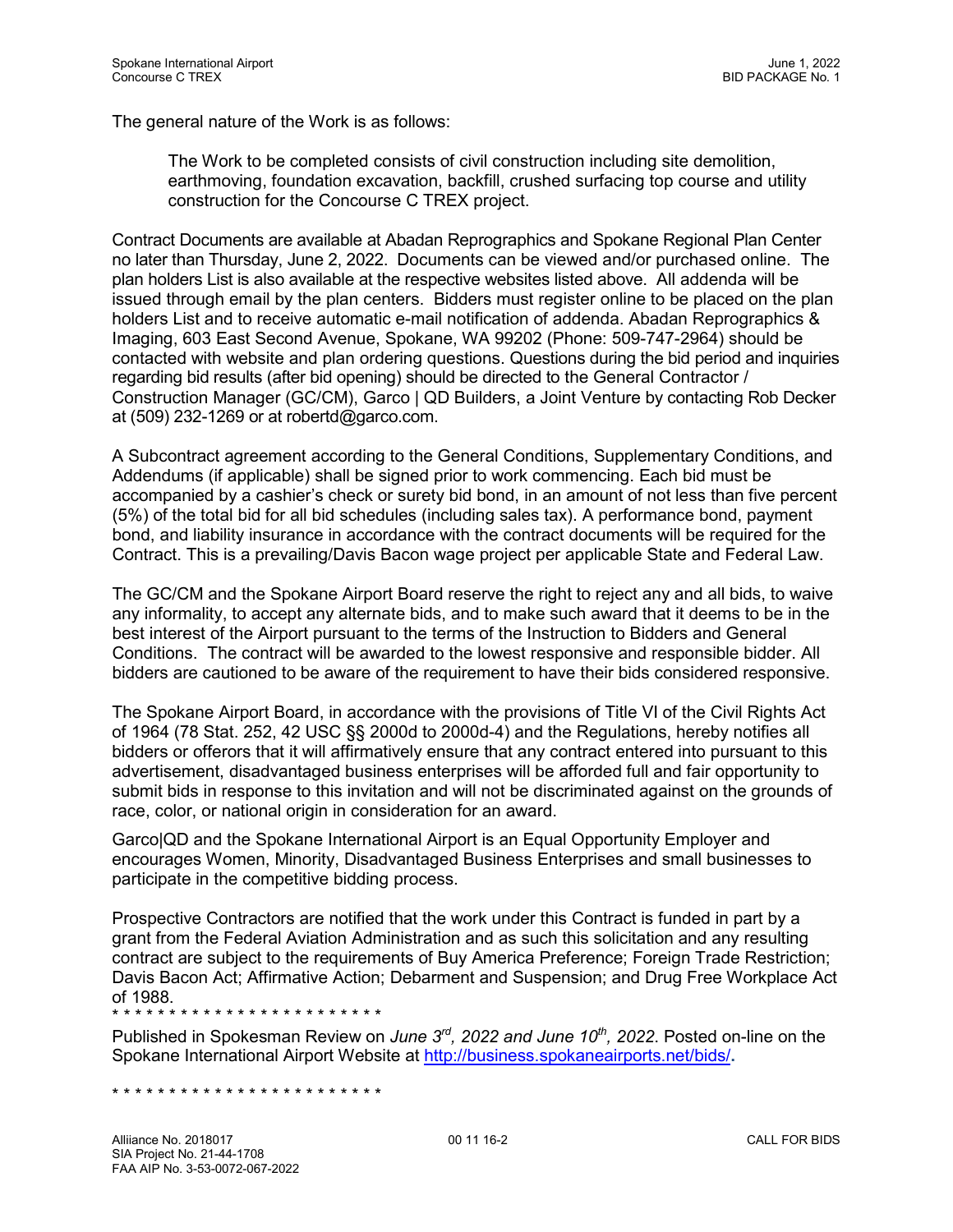The general nature of the Work is as follows:

> The Work to be completed consists of civil construction including site demolition, earthmoving, foundation excavation, backfill, crushed surfacing top course and utility construction for the Concourse C TREX project.

Contract Documents are available at Abadan Reprographics and Spokane Regional Plan Center no later than Thursday, June 2, 2022. Documents can be viewed and/or purchased online. The plan holders List is also available at the respective websites listed above. All addenda will be issued through email by the plan centers. Bidders must register online to be placed on the plan holders List and to receive automatic e-mail notification of addenda. Abadan Reprographics & Imaging, 603 East Second Avenue, Spokane, WA 99202 (Phone: 509-747-2964) should be contacted with website and plan ordering questions. Questions during the bid period and inquiries regarding bid results (after bid opening) should be directed to the General Contractor / Construction Manager (GC/CM), Garco | QD Builders, a Joint Venture by contacting Rob Decker at (509) 232-1269 or at robertd@garco.com.

A Subcontract agreement according to the General Conditions, Supplementary Conditions, and Addendums (if applicable) shall be signed prior to work commencing. Each bid must be accompanied by a cashier's check or surety bid bond, in an amount of not less than five percent (5%) of the total bid for all bid schedules (including sales tax). A performance bond, payment bond, and liability insurance in accordance with the contract documents will be required for the Contract. This is a prevailing/Davis Bacon wage project per applicable State and Federal Law.

The GC/CM and the Spokane Airport Board reserve the right to reject any and all bids, to waive any informality, to accept any alternate bids, and to make such award that it deems to be in the best interest of the Airport pursuant to the terms of the Instruction to Bidders and General Conditions. The contract will be awarded to the lowest responsive and responsible bidder. All bidders are cautioned to be aware of the requirement to have their bids considered responsive.

The Spokane Airport Board, in accordance with the provisions of Title VI of the Civil Rights Act of 1964 (78 Stat. 252, 42 USC §§ 2000d to 2000d-4) and the Regulations, hereby notifies all bidders or offerors that it will affirmatively ensure that any contract entered into pursuant to this advertisement, disadvantaged business enterprises will be afforded full and fair opportunity to submit bids in response to this invitation and will not be discriminated against on the grounds of race, color, or national origin in consideration for an award.

Garco|QD and the Spokane International Airport is an Equal Opportunity Employer and encourages Women, Minority, Disadvantaged Business Enterprises and small businesses to participate in the competitive bidding process.

Prospective Contractors are notified that the work under this Contract is funded in part by a grant from the Federal Aviation Administration and as such this solicitation and any resulting contract are subject to the requirements of Buy America Preference; Foreign Trade Restriction; Davis Bacon Act; Affirmative Action; Debarment and Suspension; and Drug Free Workplace Act of 1988.

* * * * * * * * * * * * * * * * * * * * * * * *

Published in Spokesman Review on *June 3rd, 2022 and June 10th, 2022*. Posted on-line on the Spokane International Airport Website at http://business.spokaneairports.net/bids/.

* * * * * * * * * * * * * * * * * * * * * * * *